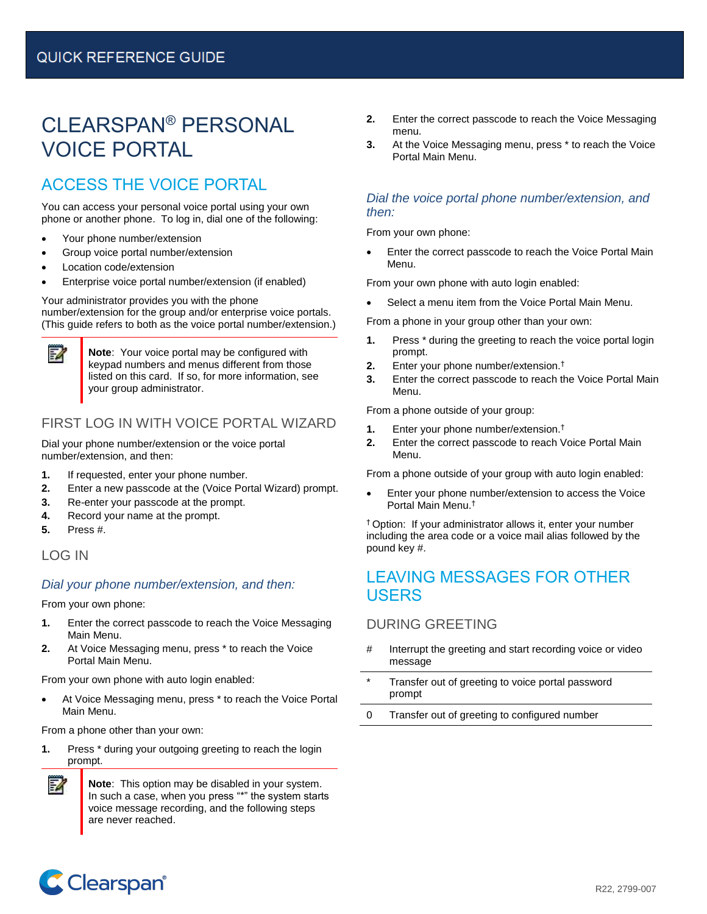QUICK REFERENCE GUIDE

# CLEARSPAN® PERSONAL VOICE PORTAL

## ACCESS THE VOICE PORTAL

You can access your personal voice portal using your own phone or another phone. To log in, dial one of the following:

- Your phone number/extension
- Group voice portal number/extension
- Location code/extension
- Enterprise voice portal number/extension (if enabled)

Your administrator provides you with the phone number/extension for the group and/or enterprise voice portals. (This guide refers to both as the voice portal number/extension.)

> **Note**: Your voice portal may be configured with keypad numbers and menus different from those listed on this card. If so, for more information, see your group administrator.

### FIRST LOG IN WITH VOICE PORTAL WIZARD

Dial your phone number/extension or the voice portal number/extension, and then:

1. If requested, enter your phone number.
2. Enter a new passcode at the (Voice Portal Wizard) prompt.
3. Re-enter your passcode at the prompt.
4. Record your name at the prompt.
5. Press #.

### LOG IN

#### *Dial your phone number/extension, and then:*

From your own phone:

1. Enter the correct passcode to reach the Voice Messaging Main Menu.
2. At Voice Messaging menu, press * to reach the Voice Portal Main Menu.

From your own phone with auto login enabled:

- At Voice Messaging menu, press * to reach the Voice Portal Main Menu.

From a phone other than your own:

1. Press * during your outgoing greeting to reach the login prompt.

> **Note**: This option may be disabled in your system. In such a case, when you press "*" the system starts voice message recording, and the following steps are never reached.

2. Enter the correct passcode to reach the Voice Messaging menu.
3. At the Voice Messaging menu, press * to reach the Voice Portal Main Menu.

#### *Dial the voice portal phone number/extension, and then:*

From your own phone:

- Enter the correct passcode to reach the Voice Portal Main Menu.

From your own phone with auto login enabled:

- Select a menu item from the Voice Portal Main Menu.

From a phone in your group other than your own:

1. Press * during the greeting to reach the voice portal login prompt.
2. Enter your phone number/extension.†
3. Enter the correct passcode to reach the Voice Portal Main Menu.

From a phone outside of your group:

1. Enter your phone number/extension.†
2. Enter the correct passcode to reach Voice Portal Main Menu.

From a phone outside of your group with auto login enabled:

- Enter your phone number/extension to access the Voice Portal Main Menu.†

† Option: If your administrator allows it, enter your number including the area code or a voice mail alias followed by the pound key #.

## LEAVING MESSAGES FOR OTHER USERS

### DURING GREETING

| Key | Action |
|---|---|
| # | Interrupt the greeting and start recording voice or video message |
| * | Transfer out of greeting to voice portal password prompt |
| 0 | Transfer out of greeting to configured number |

Clearspan®

R22, 2799-007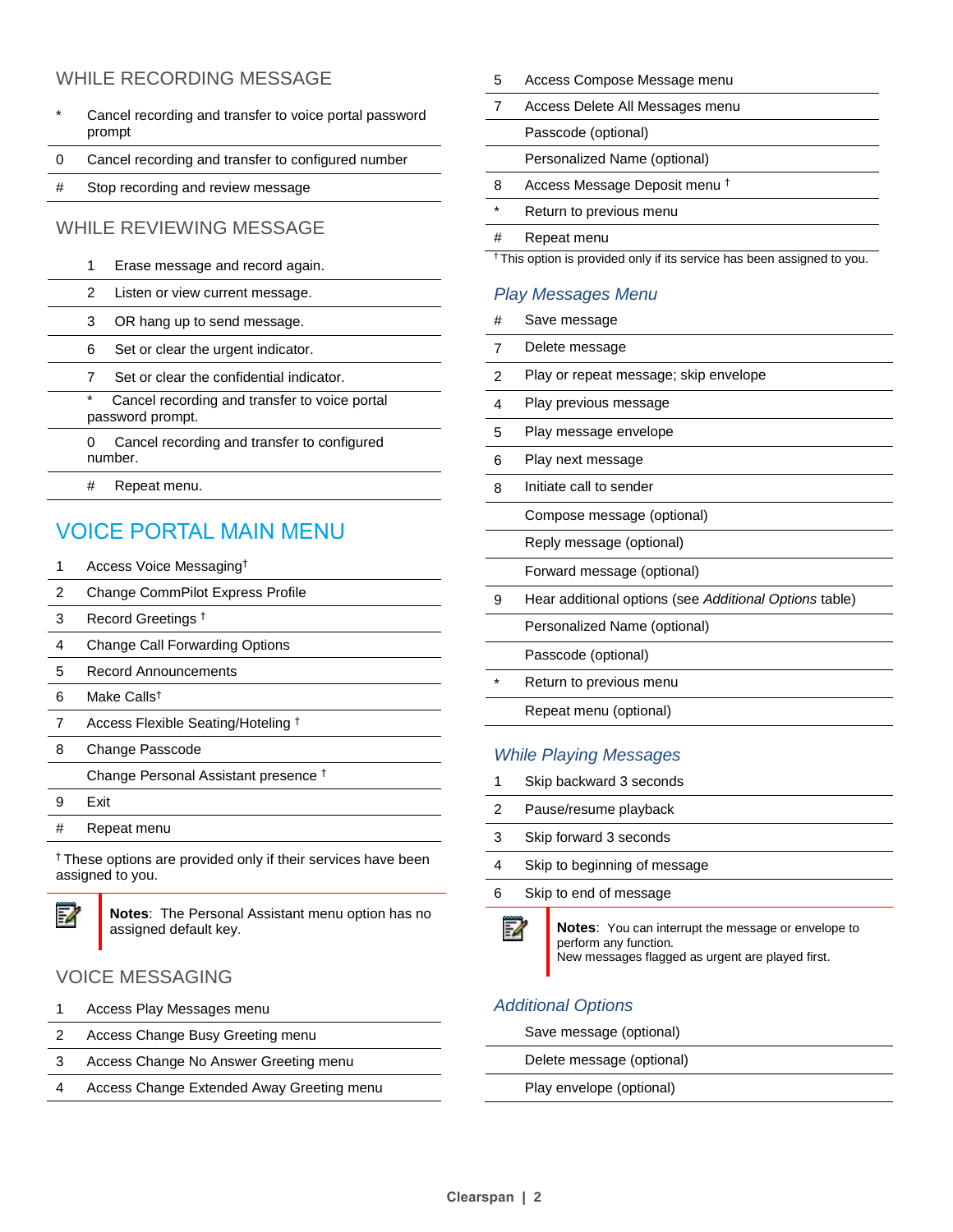## WHILE RECORDING MESSAGE

| | |
|---|---|
| * | Cancel recording and transfer to voice portal password prompt |
| 0 | Cancel recording and transfer to configured number |
| # | Stop recording and review message |

## WHILE REVIEWING MESSAGE

| | |
|---|---|
| 1 | Erase message and record again. |
| 2 | Listen or view current message. |
| 3 | OR hang up to send message. |
| 6 | Set or clear the urgent indicator. |
| 7 | Set or clear the confidential indicator. |
| * | Cancel recording and transfer to voice portal password prompt. |
| 0 | Cancel recording and transfer to configured number. |
| # | Repeat menu. |

# VOICE PORTAL MAIN MENU

| | |
|---|---|
| 1 | Access Voice Messaging† |
| 2 | Change CommPilot Express Profile |
| 3 | Record Greetings † |
| 4 | Change Call Forwarding Options |
| 5 | Record Announcements |
| 6 | Make Calls† |
| 7 | Access Flexible Seating/Hoteling † |
| 8 | Change Passcode |
| | Change Personal Assistant presence † |
| 9 | Exit |
| # | Repeat menu |

† These options are provided only if their services have been assigned to you.

**Notes**: The Personal Assistant menu option has no assigned default key.

## VOICE MESSAGING

| | |
|---|---|
| 1 | Access Play Messages menu |
| 2 | Access Change Busy Greeting menu |
| 3 | Access Change No Answer Greeting menu |
| 4 | Access Change Extended Away Greeting menu |
| 5 | Access Compose Message menu |
| 7 | Access Delete All Messages menu |
| | Passcode (optional) |
| | Personalized Name (optional) |
| 8 | Access Message Deposit menu † |
| * | Return to previous menu |
| # | Repeat menu |

† This option is provided only if its service has been assigned to you.

### *Play Messages Menu*

| | |
|---|---|
| # | Save message |
| 7 | Delete message |
| 2 | Play or repeat message; skip envelope |
| 4 | Play previous message |
| 5 | Play message envelope |
| 6 | Play next message |
| 8 | Initiate call to sender |
| | Compose message (optional) |
| | Reply message (optional) |
| | Forward message (optional) |
| 9 | Hear additional options (see *Additional Options* table) |
| | Personalized Name (optional) |
| | Passcode (optional) |
| * | Return to previous menu |
| | Repeat menu (optional) |

### *While Playing Messages*

| | |
|---|---|
| 1 | Skip backward 3 seconds |
| 2 | Pause/resume playback |
| 3 | Skip forward 3 seconds |
| 4 | Skip to beginning of message |
| 6 | Skip to end of message |

**Notes**: You can interrupt the message or envelope to perform any function.
New messages flagged as urgent are played first.

### *Additional Options*

| |
|---|
| Save message (optional) |
| Delete message (optional) |
| Play envelope (optional) |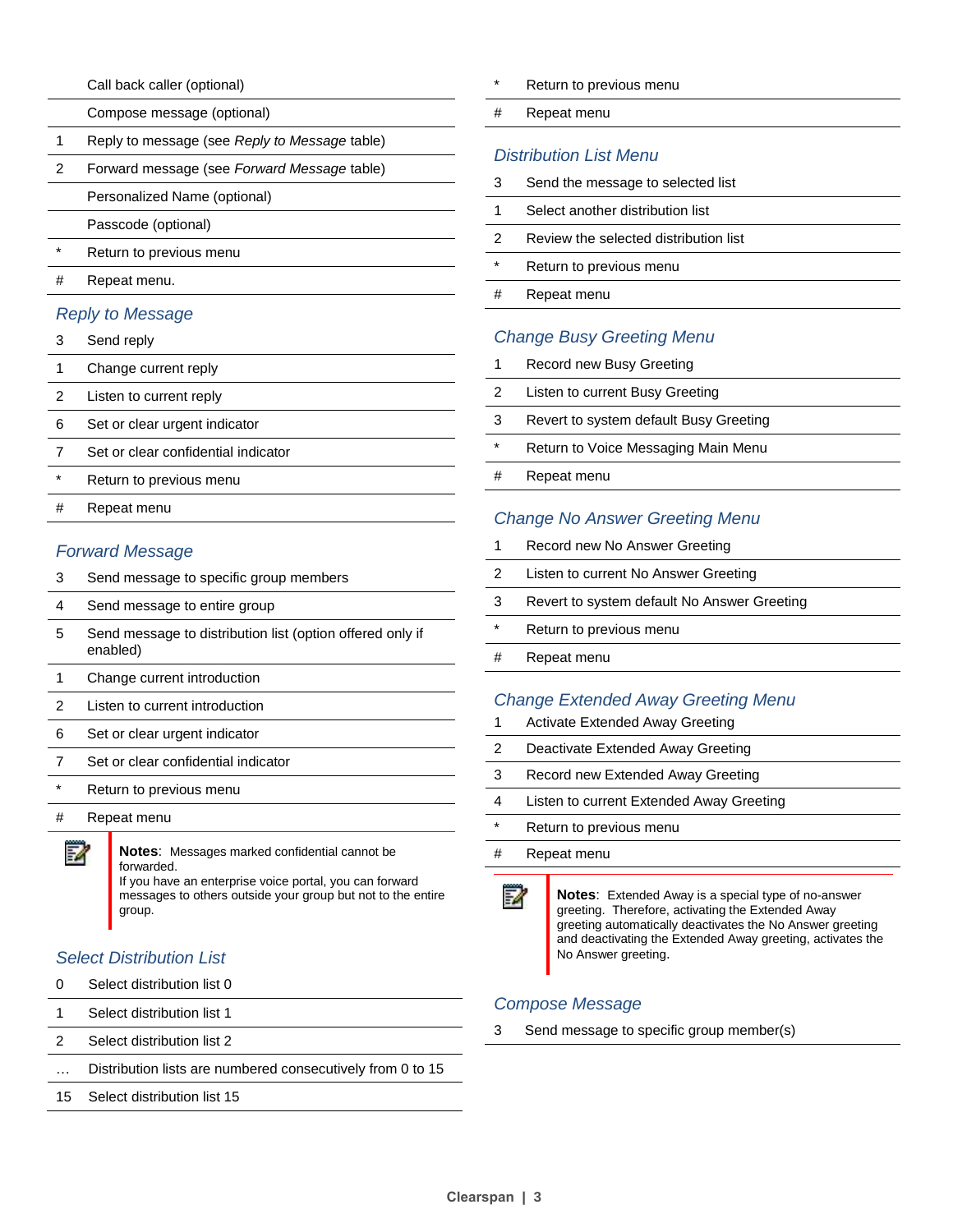|   |   |
|---|---|
|   | Call back caller (optional) |
|   | Compose message (optional) |
| 1 | Reply to message (see *Reply to Message* table) |
| 2 | Forward message (see *Forward Message* table) |
|   | Personalized Name (optional) |
|   | Passcode (optional) |
| * | Return to previous menu |
| # | Repeat menu. |

### *Reply to Message*

|   |   |
|---|---|
| 3 | Send reply |
| 1 | Change current reply |
| 2 | Listen to current reply |
| 6 | Set or clear urgent indicator |
| 7 | Set or clear confidential indicator |
| * | Return to previous menu |
| # | Repeat menu |

### *Forward Message*

|   |   |
|---|---|
| 3 | Send message to specific group members |
| 4 | Send message to entire group |
| 5 | Send message to distribution list (option offered only if enabled) |
| 1 | Change current introduction |
| 2 | Listen to current introduction |
| 6 | Set or clear urgent indicator |
| 7 | Set or clear confidential indicator |
| * | Return to previous menu |
| # | Repeat menu |

**Notes**: Messages marked confidential cannot be forwarded.
If you have an enterprise voice portal, you can forward messages to others outside your group but not to the entire group.

### *Select Distribution List*

|   |   |
|---|---|
| 0 | Select distribution list 0 |
| 1 | Select distribution list 1 |
| 2 | Select distribution list 2 |
| … | Distribution lists are numbered consecutively from 0 to 15 |
| 15 | Select distribution list 15 |

|   |   |
|---|---|
| * | Return to previous menu |
| # | Repeat menu |

### *Distribution List Menu*

|   |   |
|---|---|
| 3 | Send the message to selected list |
| 1 | Select another distribution list |
| 2 | Review the selected distribution list |
| * | Return to previous menu |
| # | Repeat menu |

### *Change Busy Greeting Menu*

|   |   |
|---|---|
| 1 | Record new Busy Greeting |
| 2 | Listen to current Busy Greeting |
| 3 | Revert to system default Busy Greeting |
| * | Return to Voice Messaging Main Menu |
| # | Repeat menu |

### *Change No Answer Greeting Menu*

|   |   |
|---|---|
| 1 | Record new No Answer Greeting |
| 2 | Listen to current No Answer Greeting |
| 3 | Revert to system default No Answer Greeting |
| * | Return to previous menu |
| # | Repeat menu |

### *Change Extended Away Greeting Menu*

|   |   |
|---|---|
| 1 | Activate Extended Away Greeting |
| 2 | Deactivate Extended Away Greeting |
| 3 | Record new Extended Away Greeting |
| 4 | Listen to current Extended Away Greeting |
| * | Return to previous menu |
| # | Repeat menu |

**Notes**: Extended Away is a special type of no-answer greeting. Therefore, activating the Extended Away greeting automatically deactivates the No Answer greeting and deactivating the Extended Away greeting, activates the No Answer greeting.

### *Compose Message*

|   |   |
|---|---|
| 3 | Send message to specific group member(s) |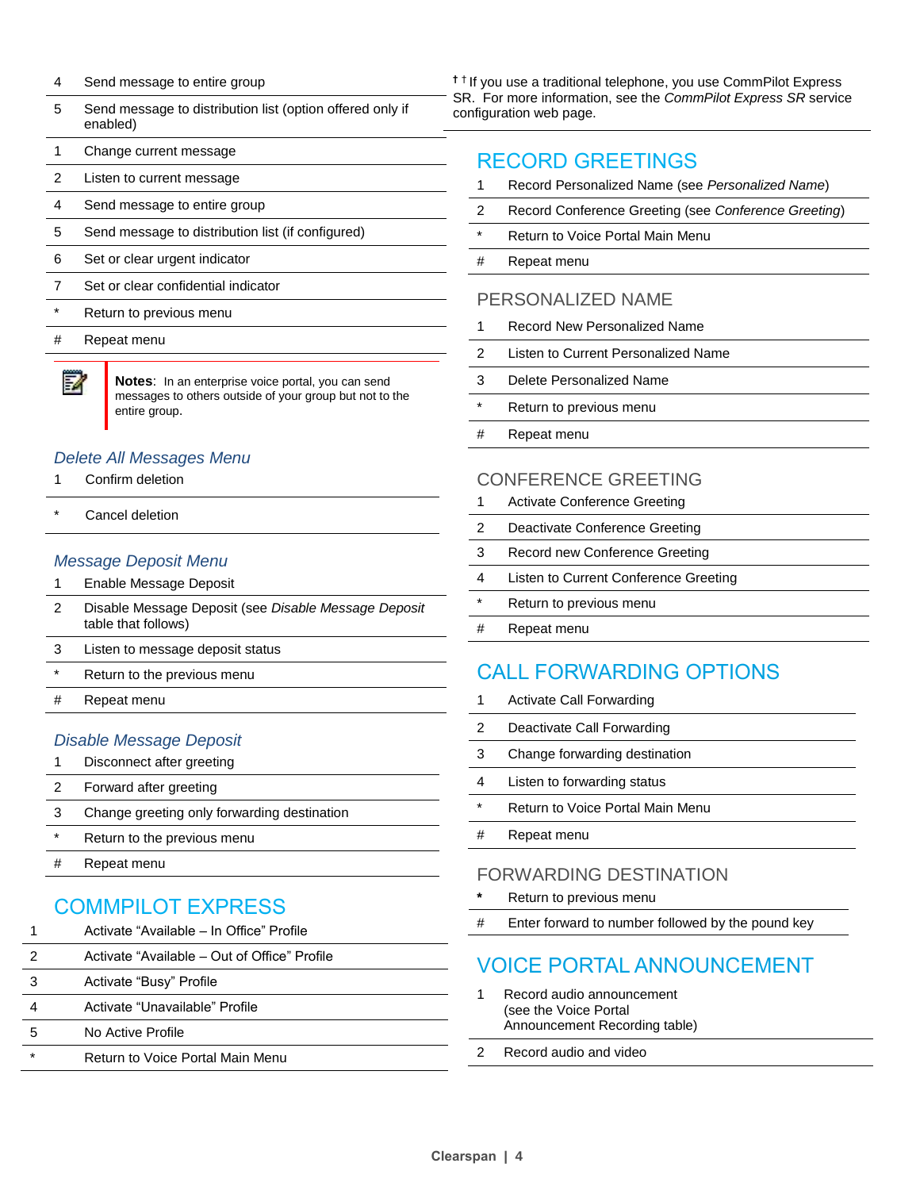| | |
|---|---|
| 4 | Send message to entire group |
| 5 | Send message to distribution list (option offered only if enabled) |

| | |
|---|---|
| 1 | Change current message |
| 2 | Listen to current message |
| 4 | Send message to entire group |
| 5 | Send message to distribution list (if configured) |
| 6 | Set or clear urgent indicator |
| 7 | Set or clear confidential indicator |
| * | Return to previous menu |
| # | Repeat menu |

**Notes**: In an enterprise voice portal, you can send messages to others outside of your group but not to the entire group.

### *Delete All Messages Menu*

| | |
|---|---|
| 1 | Confirm deletion |
| * | Cancel deletion |

### *Message Deposit Menu*

| | |
|---|---|
| 1 | Enable Message Deposit |
| 2 | Disable Message Deposit (see *Disable Message Deposit* table that follows) |
| 3 | Listen to message deposit status |
| * | Return to the previous menu |
| # | Repeat menu |

### *Disable Message Deposit*

| | |
|---|---|
| 1 | Disconnect after greeting |
| 2 | Forward after greeting |
| 3 | Change greeting only forwarding destination |
| * | Return to the previous menu |
| # | Repeat menu |

## COMMPILOT EXPRESS

| | |
|---|---|
| 1 | Activate "Available – In Office" Profile |
| 2 | Activate "Available – Out of Office" Profile |
| 3 | Activate "Busy" Profile |
| 4 | Activate "Unavailable" Profile |
| 5 | No Active Profile |
| * | Return to Voice Portal Main Menu |

† † If you use a traditional telephone, you use CommPilot Express SR. For more information, see the *CommPilot Express SR* service configuration web page.

## RECORD GREETINGS

| | |
|---|---|
| 1 | Record Personalized Name (see *Personalized Name*) |
| 2 | Record Conference Greeting (see *Conference Greeting*) |
| * | Return to Voice Portal Main Menu |
| # | Repeat menu |

### PERSONALIZED NAME

| | |
|---|---|
| 1 | Record New Personalized Name |
| 2 | Listen to Current Personalized Name |
| 3 | Delete Personalized Name |
| * | Return to previous menu |
| # | Repeat menu |

### CONFERENCE GREETING

| | |
|---|---|
| 1 | Activate Conference Greeting |
| 2 | Deactivate Conference Greeting |
| 3 | Record new Conference Greeting |
| 4 | Listen to Current Conference Greeting |
| * | Return to previous menu |
| # | Repeat menu |

## CALL FORWARDING OPTIONS

| | |
|---|---|
| 1 | Activate Call Forwarding |
| 2 | Deactivate Call Forwarding |
| 3 | Change forwarding destination |
| 4 | Listen to forwarding status |
| * | Return to Voice Portal Main Menu |
| # | Repeat menu |

### FORWARDING DESTINATION

| | |
|---|---|
| * | Return to previous menu |
| # | Enter forward to number followed by the pound key |

## VOICE PORTAL ANNOUNCEMENT

| | |
|---|---|
| 1 | Record audio announcement (see the Voice Portal Announcement Recording table) |
| 2 | Record audio and video |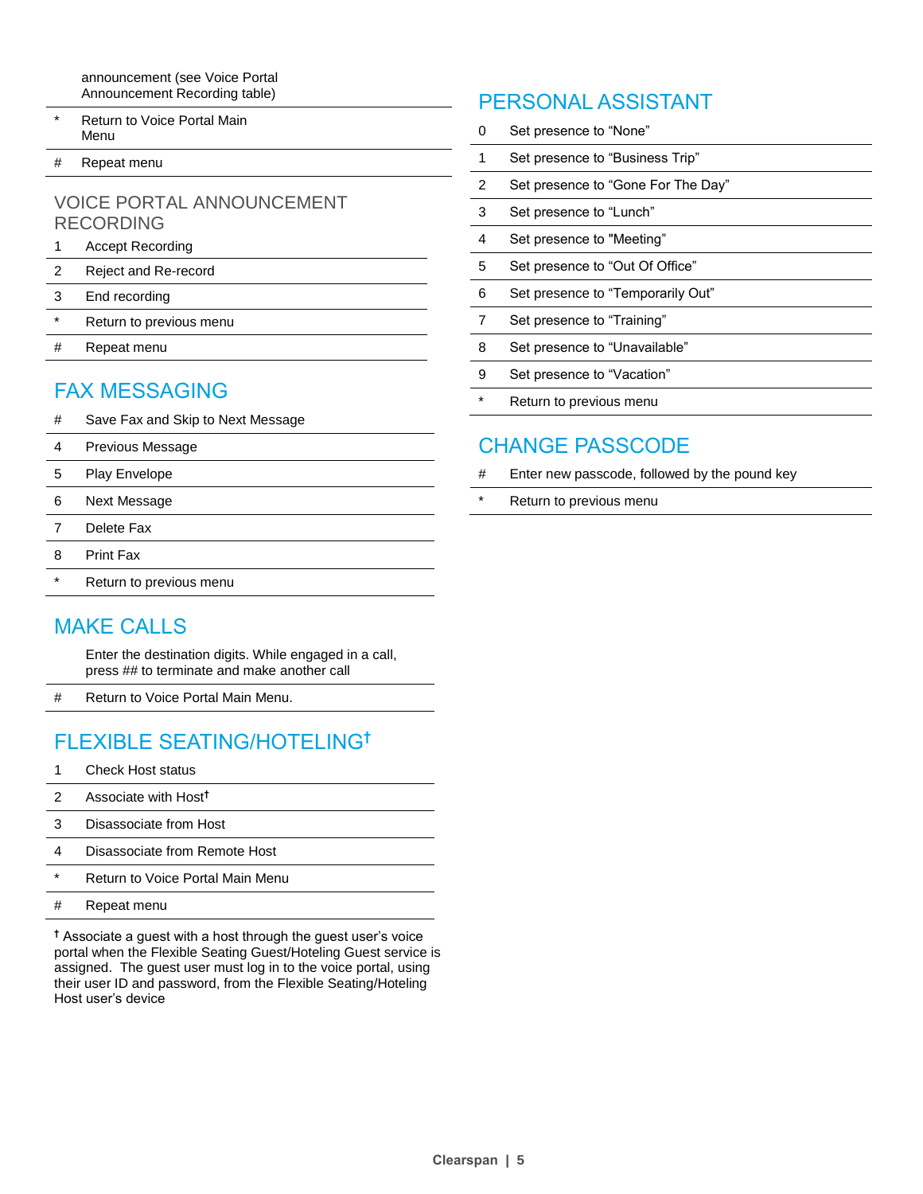| | |
|---|---|
| | announcement (see Voice Portal Announcement Recording table) |
| * | Return to Voice Portal Main Menu |
| # | Repeat menu |

## VOICE PORTAL ANNOUNCEMENT RECORDING

| | |
|---|---|
| 1 | Accept Recording |
| 2 | Reject and Re-record |
| 3 | End recording |
| * | Return to previous menu |
| # | Repeat menu |

## FAX MESSAGING

| | |
|---|---|
| # | Save Fax and Skip to Next Message |
| 4 | Previous Message |
| 5 | Play Envelope |
| 6 | Next Message |
| 7 | Delete Fax |
| 8 | Print Fax |
| * | Return to previous menu |

## MAKE CALLS

| | |
|---|---|
| | Enter the destination digits. While engaged in a call, press ## to terminate and make another call |
| # | Return to Voice Portal Main Menu. |

## FLEXIBLE SEATING/HOTELING†

| | |
|---|---|
| 1 | Check Host status |
| 2 | Associate with Host† |
| 3 | Disassociate from Host |
| 4 | Disassociate from Remote Host |
| * | Return to Voice Portal Main Menu |
| # | Repeat menu |

† Associate a guest with a host through the guest user's voice portal when the Flexible Seating Guest/Hoteling Guest service is assigned. The guest user must log in to the voice portal, using their user ID and password, from the Flexible Seating/Hoteling Host user's device

## PERSONAL ASSISTANT

| | |
|---|---|
| 0 | Set presence to "None" |
| 1 | Set presence to "Business Trip" |
| 2 | Set presence to "Gone For The Day" |
| 3 | Set presence to "Lunch" |
| 4 | Set presence to "Meeting" |
| 5 | Set presence to "Out Of Office" |
| 6 | Set presence to "Temporarily Out" |
| 7 | Set presence to "Training" |
| 8 | Set presence to "Unavailable" |
| 9 | Set presence to "Vacation" |
| * | Return to previous menu |

## CHANGE PASSCODE

| | |
|---|---|
| # | Enter new passcode, followed by the pound key |
| * | Return to previous menu |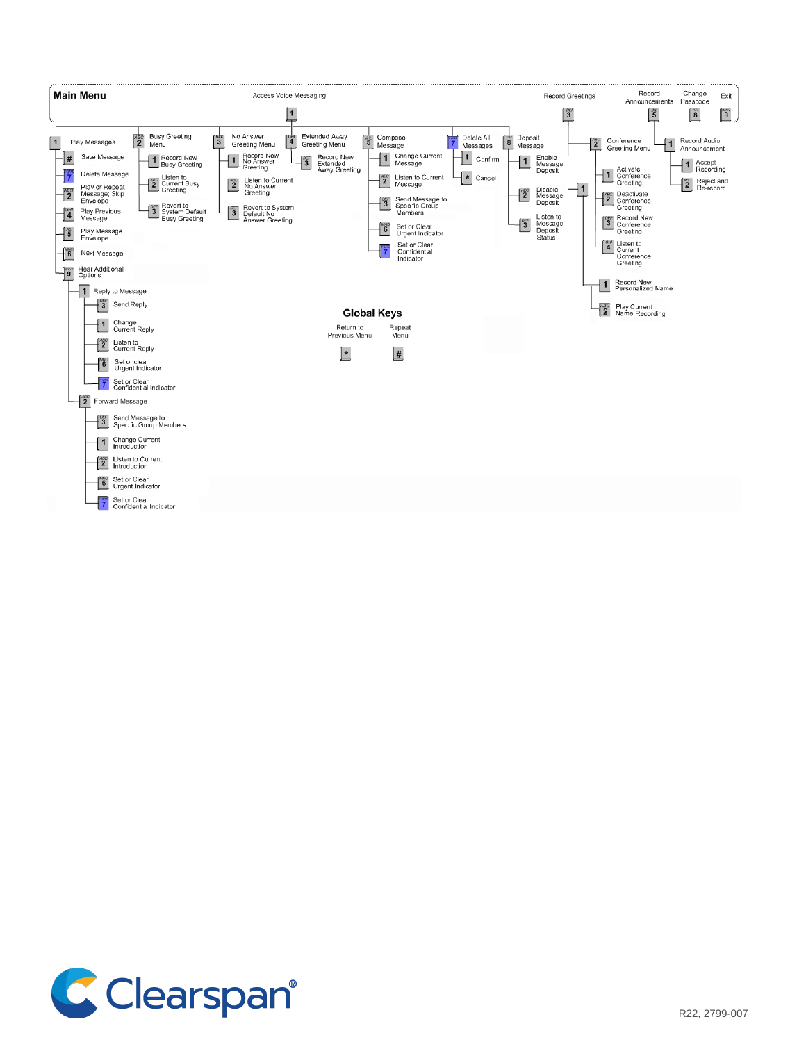# Main Menu

- **1** Access Voice Messaging
  - **1** Play Messages
    - **#** Save Message
    - **7** Delete Message
    - **2** Play or Repeat Message, Skip Envelope
    - **4** Play Previous Message
    - **5** Play Message Envelope
    - **6** Next Message
    - **9** Hear Additional Options
      - **1** Reply to Message
        - **3** Send Reply
        - **1** Change Current Reply
        - **2** Listen to Current Reply
        - **6** Set or clear Urgent Indicator
        - **7** Set or Clear Confidential Indicator
      - **2** Forward Message
        - **3** Send Message to Specific Group Members
        - **1** Change Current Introduction
        - **2** Listen to Current Introduction
        - **6** Set or Clear Urgent Indicator
        - **7** Set or Clear Confidential Indicator
  - **2** Busy Greeting Menu
    - **1** Record New Busy Greeting
    - **2** Listen to Current Busy Greeting
    - **3** Revert to System Default Busy Greeting
  - **3** No Answer Greeting Menu
    - **1** Record New No Answer Greeting
    - **2** Listen to Current No Answer Greeting
    - **3** Revert to System Default No Answer Greeting
  - **4** Extended Away Greeting Menu
    - **3** Record New Extended Away Greeting
  - **5** Compose Message
    - **1** Change Current Message
    - **2** Listen to Current Message
    - **3** Send Message to Specific Group Members
    - **6** Set or Clear Urgent Indicator
    - **7** Set or Clear Confidential Indicator
  - **7** Delete All Messages
    - **1** Confirm
    - **\*** Cancel
  - **8** Deposit Message
    - **1** Enable Message Deposit
    - **2** Disable Message Deposit
    - **3** Listen to Message Deposit Status
- **3** Record Greetings
  - **2** Conference Greeting Menu
    - **1** Activate Conference Greeting
    - **2** Deactivate Conference Greeting
    - **3** Record New Conference Greeting
    - **4** Listen to Current Conference Greeting
  - **1**
    - **1** Record New Personalized Name
    - **2** Play Current Name Recording
- **5** Record Announcements
  - **1** Record Audio Announcement
    - **1** Accept Recording
    - **2** Reject and Re-record
- **8** Change Passcode
- **9** Exit

## Global Keys

- **\*** Return to Previous Menu
- **#** Repeat Menu

R22, 2799-007